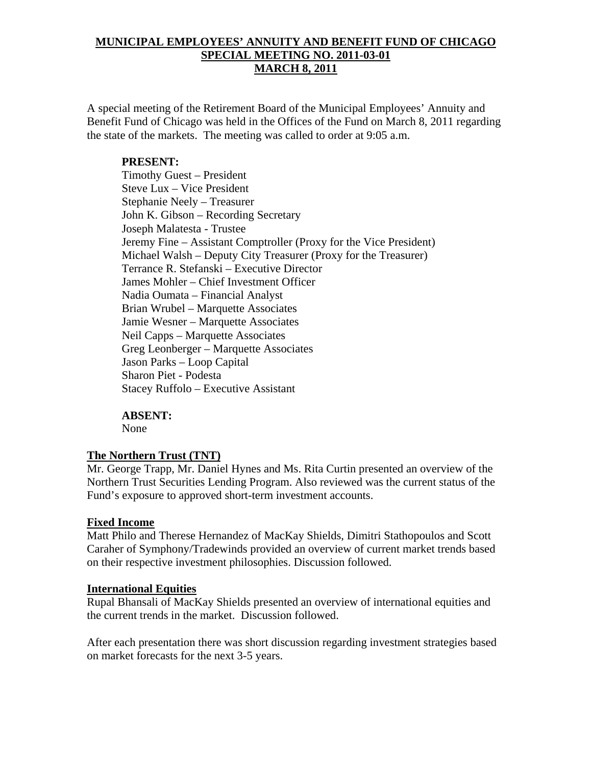# MUNICIPAL EMPLOYEES' ANNUITY AND BENEFIT FUND OF CHICAGO
## SPECIAL MEETING NO. 2011-03-01
## MARCH 8, 2011

A special meeting of the Retirement Board of the Municipal Employees' Annuity and Benefit Fund of Chicago was held in the Offices of the Fund on March 8, 2011 regarding the state of the markets. The meeting was called to order at 9:05 a.m.

**PRESENT:**

Timothy Guest – President
Steve Lux – Vice President
Stephanie Neely – Treasurer
John K. Gibson – Recording Secretary
Joseph Malatesta - Trustee
Jeremy Fine – Assistant Comptroller (Proxy for the Vice President)
Michael Walsh – Deputy City Treasurer (Proxy for the Treasurer)
Terrance R. Stefanski – Executive Director
James Mohler – Chief Investment Officer
Nadia Oumata – Financial Analyst
Brian Wrubel – Marquette Associates
Jamie Wesner – Marquette Associates
Neil Capps – Marquette Associates
Greg Leonberger – Marquette Associates
Jason Parks – Loop Capital
Sharon Piet - Podesta
Stacey Ruffolo – Executive Assistant

**ABSENT:**

None

**The Northern Trust (TNT)**

Mr. George Trapp, Mr. Daniel Hynes and Ms. Rita Curtin presented an overview of the Northern Trust Securities Lending Program. Also reviewed was the current status of the Fund's exposure to approved short-term investment accounts.

**Fixed Income**

Matt Philo and Therese Hernandez of MacKay Shields, Dimitri Stathopoulos and Scott Caraher of Symphony/Tradewinds provided an overview of current market trends based on their respective investment philosophies. Discussion followed.

**International Equities**

Rupal Bhansali of MacKay Shields presented an overview of international equities and the current trends in the market. Discussion followed.

After each presentation there was short discussion regarding investment strategies based on market forecasts for the next 3-5 years.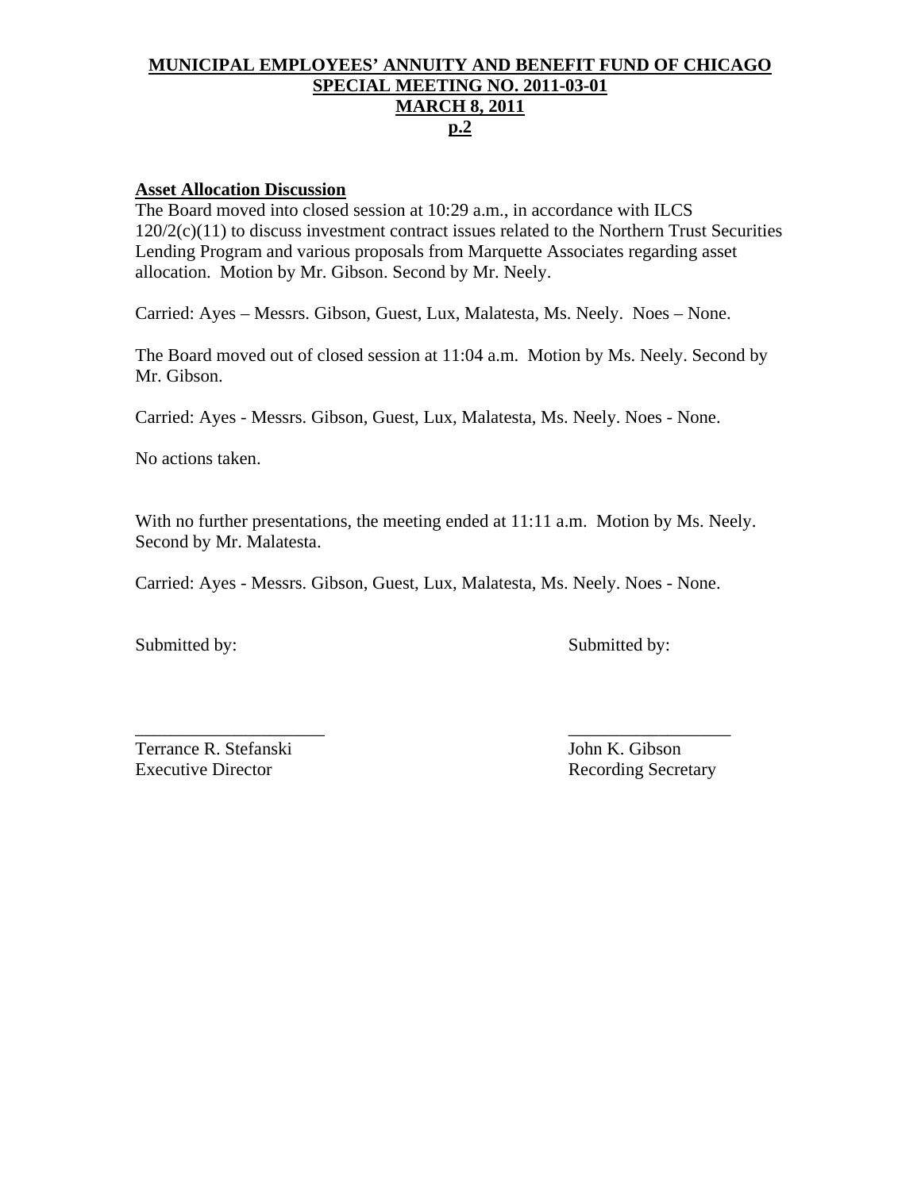## Asset Allocation Discussion

The Board moved into closed session at 10:29 a.m., in accordance with ILCS 120/2(c)(11) to discuss investment contract issues related to the Northern Trust Securities Lending Program and various proposals from Marquette Associates regarding asset allocation. Motion by Mr. Gibson. Second by Mr. Neely.

Carried: Ayes – Messrs. Gibson, Guest, Lux, Malatesta, Ms. Neely. Noes – None.

The Board moved out of closed session at 11:04 a.m. Motion by Ms. Neely. Second by Mr. Gibson.

Carried: Ayes - Messrs. Gibson, Guest, Lux, Malatesta, Ms. Neely. Noes - None.

No actions taken.

With no further presentations, the meeting ended at 11:11 a.m. Motion by Ms. Neely. Second by Mr. Malatesta.

Carried: Ayes - Messrs. Gibson, Guest, Lux, Malatesta, Ms. Neely. Noes - None.

Submitted by:

_____________________

Terrance R. Stefanski
Executive Director

Submitted by:

__________________

John K. Gibson
Recording Secretary